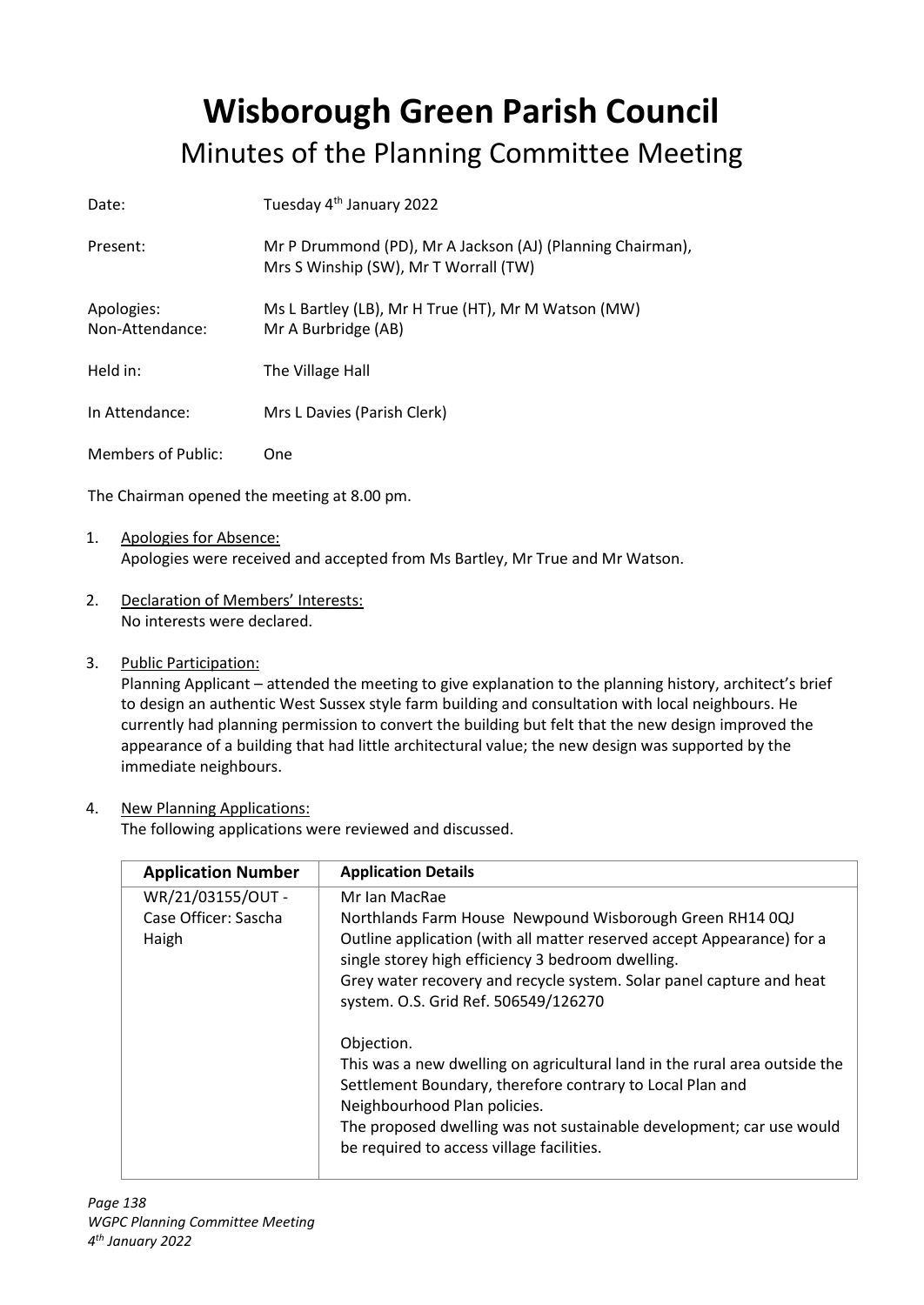# Wisborough Green Parish Council

## Minutes of the Planning Committee Meeting

Date: Tuesday 4th January 2022

Present: Mr P Drummond (PD), Mr A Jackson (AJ) (Planning Chairman), Mrs S Winship (SW), Mr T Worrall (TW)

Apologies: Ms L Bartley (LB), Mr H True (HT), Mr M Watson (MW)

Non-Attendance: Mr A Burbridge (AB)

Held in: The Village Hall

In Attendance: Mrs L Davies (Parish Clerk)

Members of Public: One

The Chairman opened the meeting at 8.00 pm.

1. Apologies for Absence:
   Apologies were received and accepted from Ms Bartley, Mr True and Mr Watson.

2. Declaration of Members' Interests:
   No interests were declared.

3. Public Participation:
   Planning Applicant – attended the meeting to give explanation to the planning history, architect's brief to design an authentic West Sussex style farm building and consultation with local neighbours. He currently had planning permission to convert the building but felt that the new design improved the appearance of a building that had little architectural value; the new design was supported by the immediate neighbours.

4. New Planning Applications:
   The following applications were reviewed and discussed.

| Application Number | Application Details |
|---|---|
| WR/21/03155/OUT - Case Officer: Sascha Haigh | Mr Ian MacRae<br>Northlands Farm House Newpound Wisborough Green RH14 0QJ<br>Outline application (with all matter reserved accept Appearance) for a single storey high efficiency 3 bedroom dwelling.<br>Grey water recovery and recycle system. Solar panel capture and heat system. O.S. Grid Ref. 506549/126270<br><br>Objection.<br>This was a new dwelling on agricultural land in the rural area outside the Settlement Boundary, therefore contrary to Local Plan and Neighbourhood Plan policies.<br>The proposed dwelling was not sustainable development; car use would be required to access village facilities. |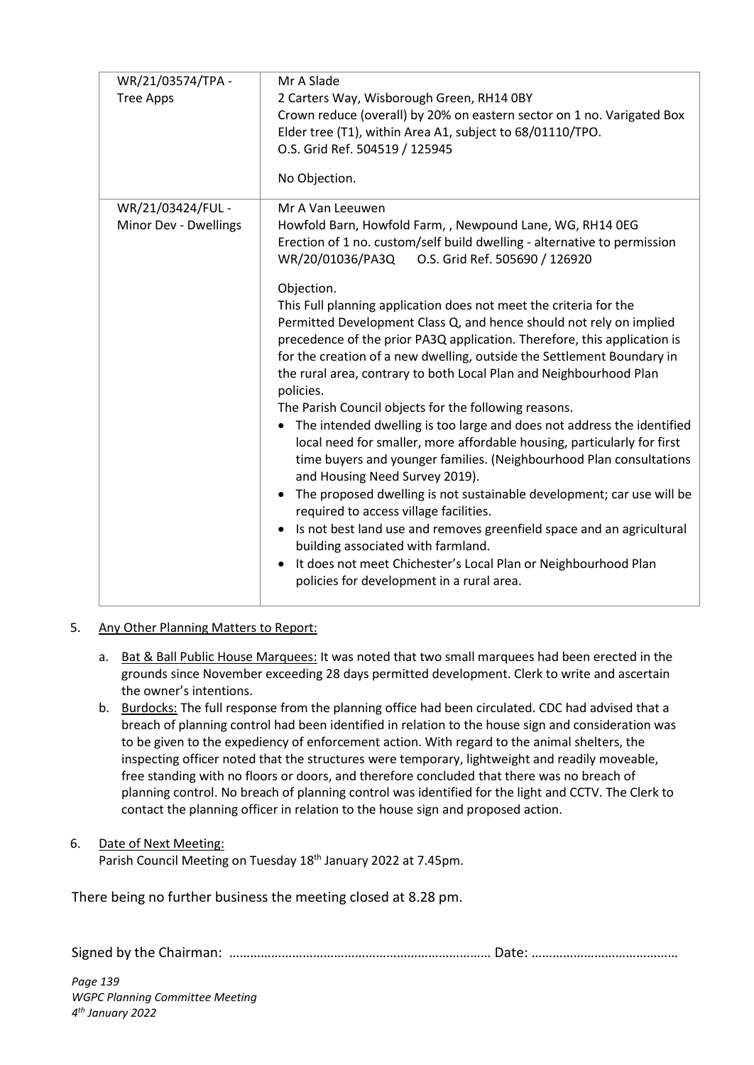| | |
|---|---|
| WR/21/03574/TPA - Tree Apps | Mr A Slade<br>2 Carters Way, Wisborough Green, RH14 0BY<br>Crown reduce (overall) by 20% on eastern sector on 1 no. Varigated Box Elder tree (T1), within Area A1, subject to 68/01110/TPO.<br>O.S. Grid Ref. 504519 / 125945<br><br>No Objection. |
| WR/21/03424/FUL - Minor Dev - Dwellings | Mr A Van Leeuwen<br>Howfold Barn, Howfold Farm, , Newpound Lane, WG, RH14 0EG<br>Erection of 1 no. custom/self build dwelling - alternative to permission WR/20/01036/PA3Q O.S. Grid Ref. 505690 / 126920<br><br>Objection.<br>This Full planning application does not meet the criteria for the Permitted Development Class Q, and hence should not rely on implied precedence of the prior PA3Q application. Therefore, this application is for the creation of a new dwelling, outside the Settlement Boundary in the rural area, contrary to both Local Plan and Neighbourhood Plan policies.<br>The Parish Council objects for the following reasons.<br>• The intended dwelling is too large and does not address the identified local need for smaller, more affordable housing, particularly for first time buyers and younger families. (Neighbourhood Plan consultations and Housing Need Survey 2019).<br>• The proposed dwelling is not sustainable development; car use will be required to access village facilities.<br>• Is not best land use and removes greenfield space and an agricultural building associated with farmland.<br>• It does not meet Chichester's Local Plan or Neighbourhood Plan policies for development in a rural area. |

5. Any Other Planning Matters to Report:

   a. Bat & Ball Public House Marquees: It was noted that two small marquees had been erected in the grounds since November exceeding 28 days permitted development. Clerk to write and ascertain the owner's intentions.

   b. Burdocks: The full response from the planning office had been circulated. CDC had advised that a breach of planning control had been identified in relation to the house sign and consideration was to be given to the expediency of enforcement action. With regard to the animal shelters, the inspecting officer noted that the structures were temporary, lightweight and readily moveable, free standing with no floors or doors, and therefore concluded that there was no breach of planning control. No breach of planning control was identified for the light and CCTV. The Clerk to contact the planning officer in relation to the house sign and proposed action.

6. Date of Next Meeting:
   Parish Council Meeting on Tuesday 18th January 2022 at 7.45pm.

There being no further business the meeting closed at 8.28 pm.

Signed by the Chairman: ……………………………………………………………… Date: ……………………………………